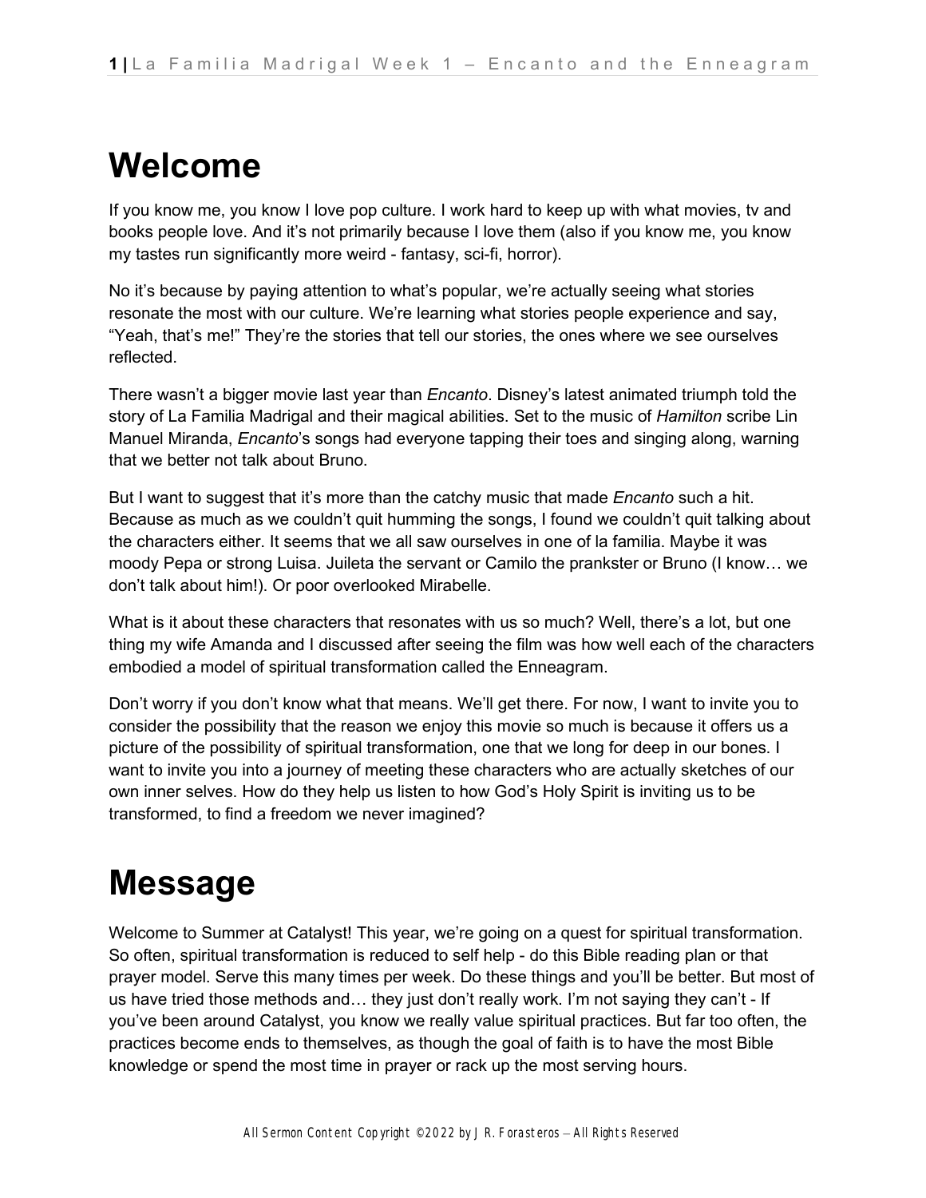# Welcome

If you know me, you know I love pop culture. I work hard to keep up with what movies, tv and books people love. And it's not primarily because I love them (also if you know me, you know my tastes run significantly more weird - fantasy, sci-fi, horror).

No it's because by paying attention to what's popular, we're actually seeing what stories resonate the most with our culture. We're learning what stories people experience and say, "Yeah, that's me!" They're the stories that tell our stories, the ones where we see ourselves reflected.

There wasn't a bigger movie last year than *Encanto*. Disney's latest animated triumph told the story of La Familia Madrigal and their magical abilities. Set to the music of *Hamilton* scribe Lin Manuel Miranda, *Encanto*'s songs had everyone tapping their toes and singing along, warning that we better not talk about Bruno.

But I want to suggest that it's more than the catchy music that made *Encanto* such a hit. Because as much as we couldn't quit humming the songs, I found we couldn't quit talking about the characters either. It seems that we all saw ourselves in one of la familia. Maybe it was moody Pepa or strong Luisa. Juileta the servant or Camilo the prankster or Bruno (I know… we don't talk about him!). Or poor overlooked Mirabelle.

What is it about these characters that resonates with us so much? Well, there's a lot, but one thing my wife Amanda and I discussed after seeing the film was how well each of the characters embodied a model of spiritual transformation called the Enneagram.

Don't worry if you don't know what that means. We'll get there. For now, I want to invite you to consider the possibility that the reason we enjoy this movie so much is because it offers us a picture of the possibility of spiritual transformation, one that we long for deep in our bones. I want to invite you into a journey of meeting these characters who are actually sketches of our own inner selves. How do they help us listen to how God's Holy Spirit is inviting us to be transformed, to find a freedom we never imagined?

# Message

Welcome to Summer at Catalyst! This year, we're going on a quest for spiritual transformation. So often, spiritual transformation is reduced to self help - do this Bible reading plan or that prayer model. Serve this many times per week. Do these things and you'll be better. But most of us have tried those methods and… they just don't really work. I'm not saying they can't - If you've been around Catalyst, you know we really value spiritual practices. But far too often, the practices become ends to themselves, as though the goal of faith is to have the most Bible knowledge or spend the most time in prayer or rack up the most serving hours.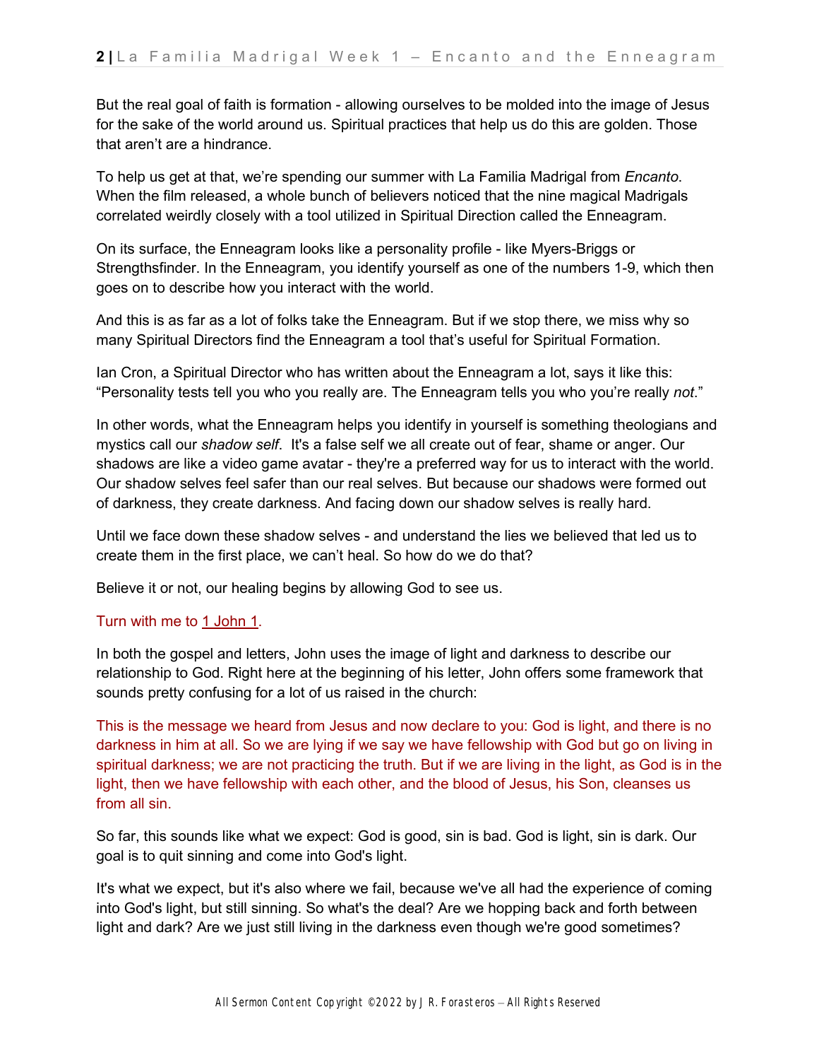But the real goal of faith is formation - allowing ourselves to be molded into the image of Jesus for the sake of the world around us. Spiritual practices that help us do this are golden. Those that aren't are a hindrance.

To help us get at that, we're spending our summer with La Familia Madrigal from *Encanto*. When the film released, a whole bunch of believers noticed that the nine magical Madrigals correlated weirdly closely with a tool utilized in Spiritual Direction called the Enneagram.

On its surface, the Enneagram looks like a personality profile - like Myers-Briggs or Strengthsfinder. In the Enneagram, you identify yourself as one of the numbers 1-9, which then goes on to describe how you interact with the world.

And this is as far as a lot of folks take the Enneagram. But if we stop there, we miss why so many Spiritual Directors find the Enneagram a tool that's useful for Spiritual Formation.

Ian Cron, a Spiritual Director who has written about the Enneagram a lot, says it like this: "Personality tests tell you who you really are. The Enneagram tells you who you're really *not*."

In other words, what the Enneagram helps you identify in yourself is something theologians and mystics call our *shadow self*. It's a false self we all create out of fear, shame or anger. Our shadows are like a video game avatar - they're a preferred way for us to interact with the world. Our shadow selves feel safer than our real selves. But because our shadows were formed out of darkness, they create darkness. And facing down our shadow selves is really hard.

Until we face down these shadow selves - and understand the lies we believed that led us to create them in the first place, we can't heal. So how do we do that?

Believe it or not, our healing begins by allowing God to see us.

Turn with me to 1 John 1.

In both the gospel and letters, John uses the image of light and darkness to describe our relationship to God. Right here at the beginning of his letter, John offers some framework that sounds pretty confusing for a lot of us raised in the church:

This is the message we heard from Jesus and now declare to you: God is light, and there is no darkness in him at all. So we are lying if we say we have fellowship with God but go on living in spiritual darkness; we are not practicing the truth. But if we are living in the light, as God is in the light, then we have fellowship with each other, and the blood of Jesus, his Son, cleanses us from all sin.

So far, this sounds like what we expect: God is good, sin is bad. God is light, sin is dark. Our goal is to quit sinning and come into God's light.

It's what we expect, but it's also where we fail, because we've all had the experience of coming into God's light, but still sinning. So what's the deal? Are we hopping back and forth between light and dark? Are we just still living in the darkness even though we're good sometimes?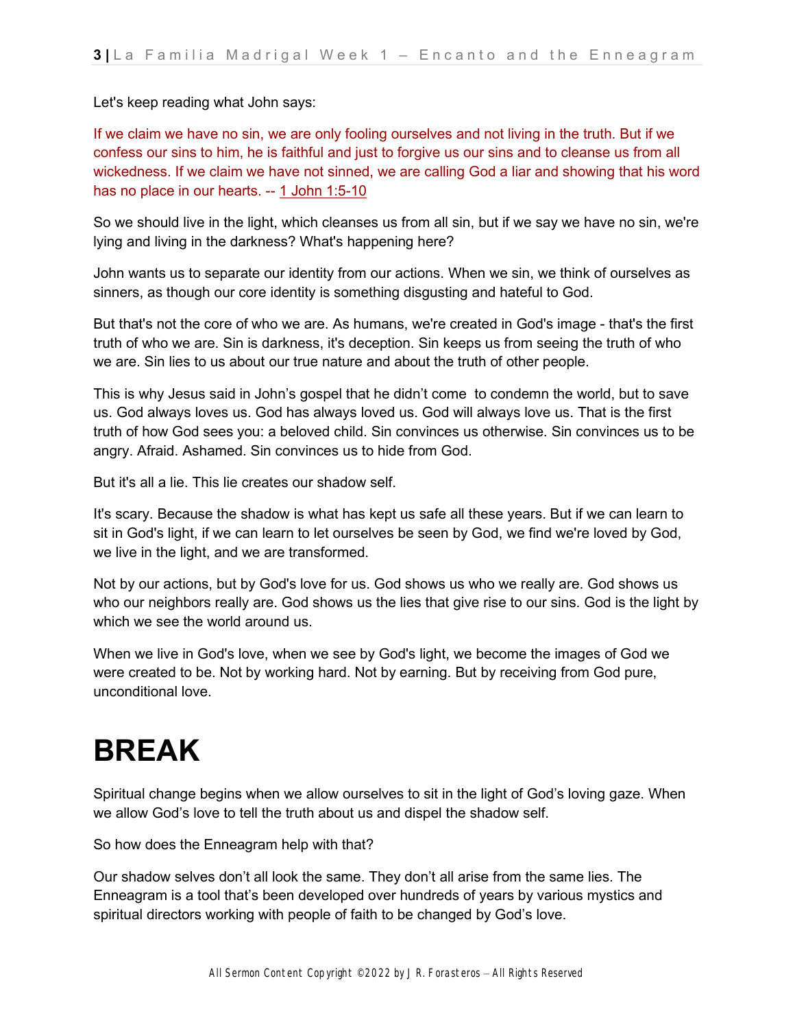Let's keep reading what John says:

If we claim we have no sin, we are only fooling ourselves and not living in the truth. But if we confess our sins to him, he is faithful and just to forgive us our sins and to cleanse us from all wickedness. If we claim we have not sinned, we are calling God a liar and showing that his word has no place in our hearts. -- 1 John 1:5-10

So we should live in the light, which cleanses us from all sin, but if we say we have no sin, we're lying and living in the darkness? What's happening here?

John wants us to separate our identity from our actions. When we sin, we think of ourselves as sinners, as though our core identity is something disgusting and hateful to God.

But that's not the core of who we are. As humans, we're created in God's image - that's the first truth of who we are. Sin is darkness, it's deception. Sin keeps us from seeing the truth of who we are. Sin lies to us about our true nature and about the truth of other people.

This is why Jesus said in John's gospel that he didn't come to condemn the world, but to save us. God always loves us. God has always loved us. God will always love us. That is the first truth of how God sees you: a beloved child. Sin convinces us otherwise. Sin convinces us to be angry. Afraid. Ashamed. Sin convinces us to hide from God.

But it's all a lie. This lie creates our shadow self.

It's scary. Because the shadow is what has kept us safe all these years. But if we can learn to sit in God's light, if we can learn to let ourselves be seen by God, we find we're loved by God, we live in the light, and we are transformed.

Not by our actions, but by God's love for us. God shows us who we really are. God shows us who our neighbors really are. God shows us the lies that give rise to our sins. God is the light by which we see the world around us.

When we live in God's love, when we see by God's light, we become the images of God we were created to be. Not by working hard. Not by earning. But by receiving from God pure, unconditional love.

# BREAK

Spiritual change begins when we allow ourselves to sit in the light of God's loving gaze. When we allow God's love to tell the truth about us and dispel the shadow self.

So how does the Enneagram help with that?

Our shadow selves don't all look the same. They don't all arise from the same lies. The Enneagram is a tool that's been developed over hundreds of years by various mystics and spiritual directors working with people of faith to be changed by God's love.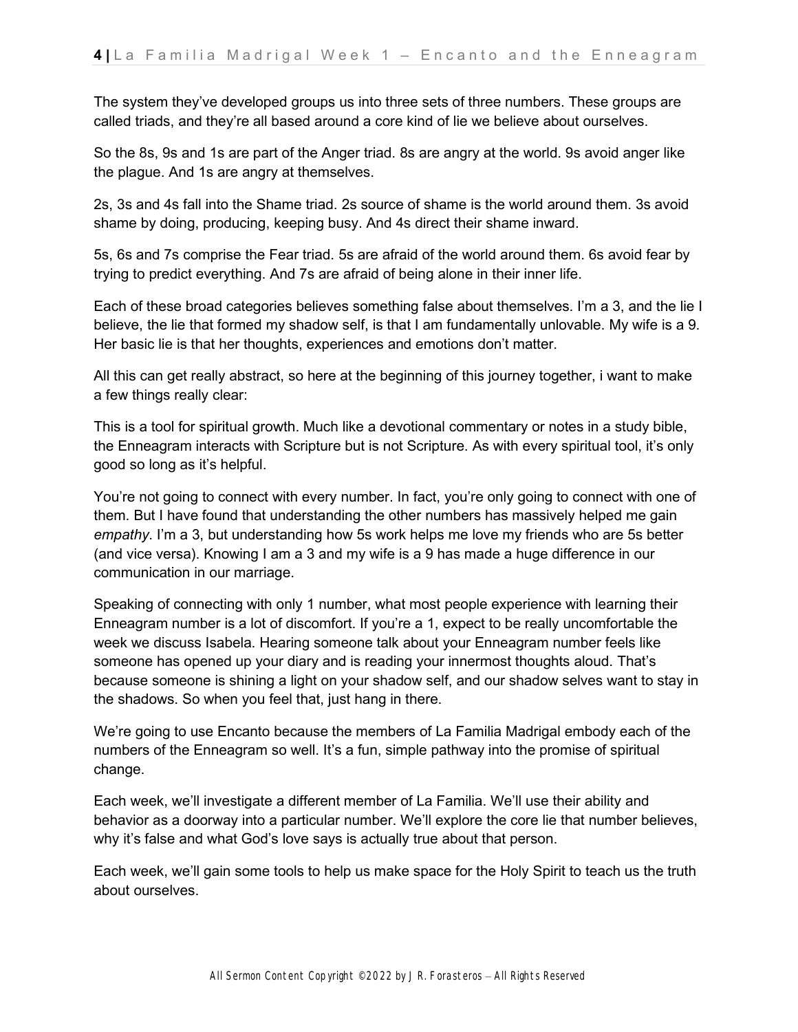The system they've developed groups us into three sets of three numbers. These groups are called triads, and they're all based around a core kind of lie we believe about ourselves.

So the 8s, 9s and 1s are part of the Anger triad. 8s are angry at the world. 9s avoid anger like the plague. And 1s are angry at themselves.

2s, 3s and 4s fall into the Shame triad. 2s source of shame is the world around them. 3s avoid shame by doing, producing, keeping busy. And 4s direct their shame inward.

5s, 6s and 7s comprise the Fear triad. 5s are afraid of the world around them. 6s avoid fear by trying to predict everything. And 7s are afraid of being alone in their inner life.

Each of these broad categories believes something false about themselves. I'm a 3, and the lie I believe, the lie that formed my shadow self, is that I am fundamentally unlovable. My wife is a 9. Her basic lie is that her thoughts, experiences and emotions don't matter.

All this can get really abstract, so here at the beginning of this journey together, i want to make a few things really clear:

This is a tool for spiritual growth. Much like a devotional commentary or notes in a study bible, the Enneagram interacts with Scripture but is not Scripture. As with every spiritual tool, it's only good so long as it's helpful.

You're not going to connect with every number. In fact, you're only going to connect with one of them. But I have found that understanding the other numbers has massively helped me gain *empathy*. I'm a 3, but understanding how 5s work helps me love my friends who are 5s better (and vice versa). Knowing I am a 3 and my wife is a 9 has made a huge difference in our communication in our marriage.

Speaking of connecting with only 1 number, what most people experience with learning their Enneagram number is a lot of discomfort. If you're a 1, expect to be really uncomfortable the week we discuss Isabela. Hearing someone talk about your Enneagram number feels like someone has opened up your diary and is reading your innermost thoughts aloud. That's because someone is shining a light on your shadow self, and our shadow selves want to stay in the shadows. So when you feel that, just hang in there.

We're going to use Encanto because the members of La Familia Madrigal embody each of the numbers of the Enneagram so well. It's a fun, simple pathway into the promise of spiritual change.

Each week, we'll investigate a different member of La Familia. We'll use their ability and behavior as a doorway into a particular number. We'll explore the core lie that number believes, why it's false and what God's love says is actually true about that person.

Each week, we'll gain some tools to help us make space for the Holy Spirit to teach us the truth about ourselves.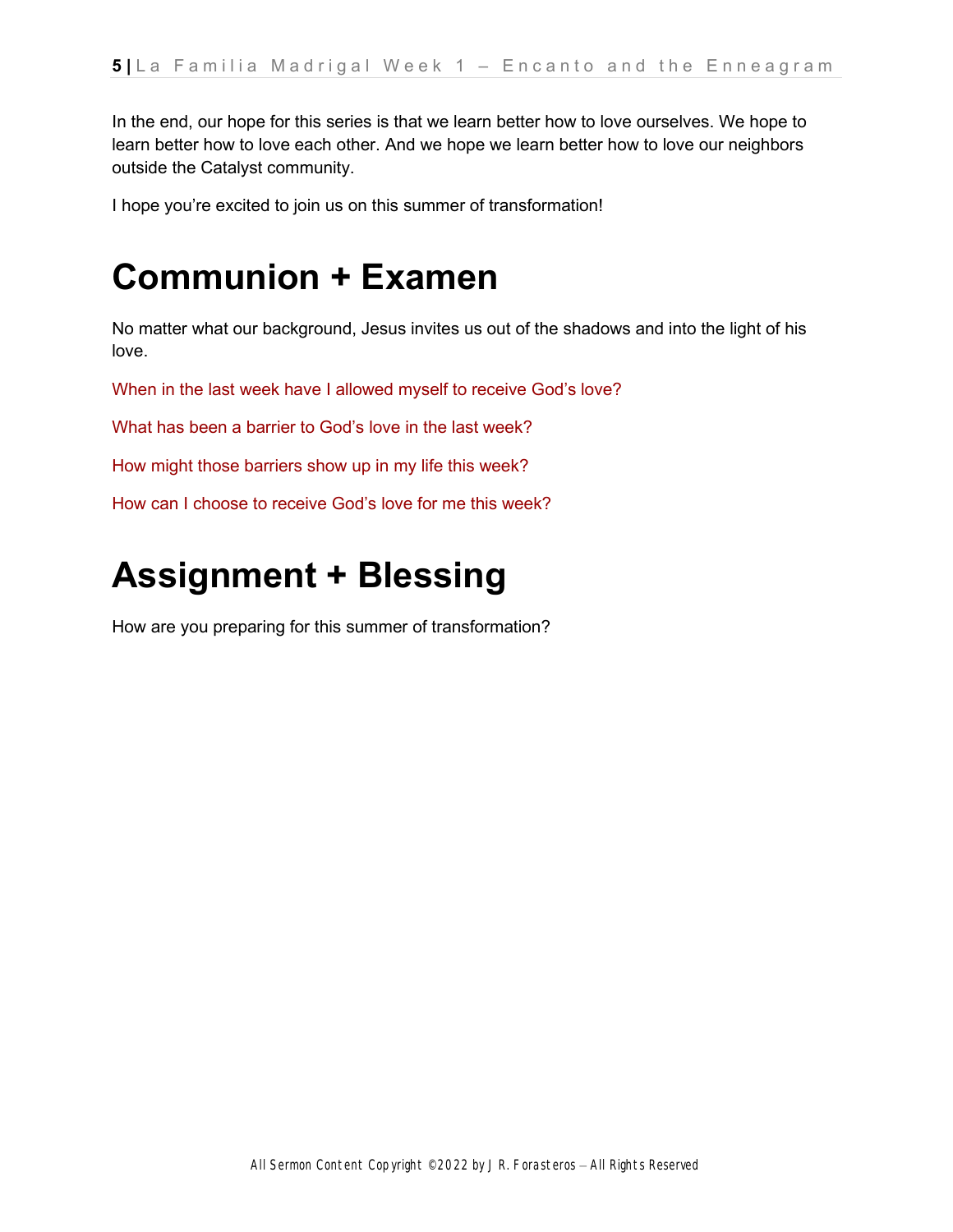In the end, our hope for this series is that we learn better how to love ourselves. We hope to learn better how to love each other. And we hope we learn better how to love our neighbors outside the Catalyst community.

I hope you're excited to join us on this summer of transformation!

# Communion + Examen

No matter what our background, Jesus invites us out of the shadows and into the light of his love.

When in the last week have I allowed myself to receive God's love?

What has been a barrier to God's love in the last week?

How might those barriers show up in my life this week?

How can I choose to receive God's love for me this week?

# Assignment + Blessing

How are you preparing for this summer of transformation?